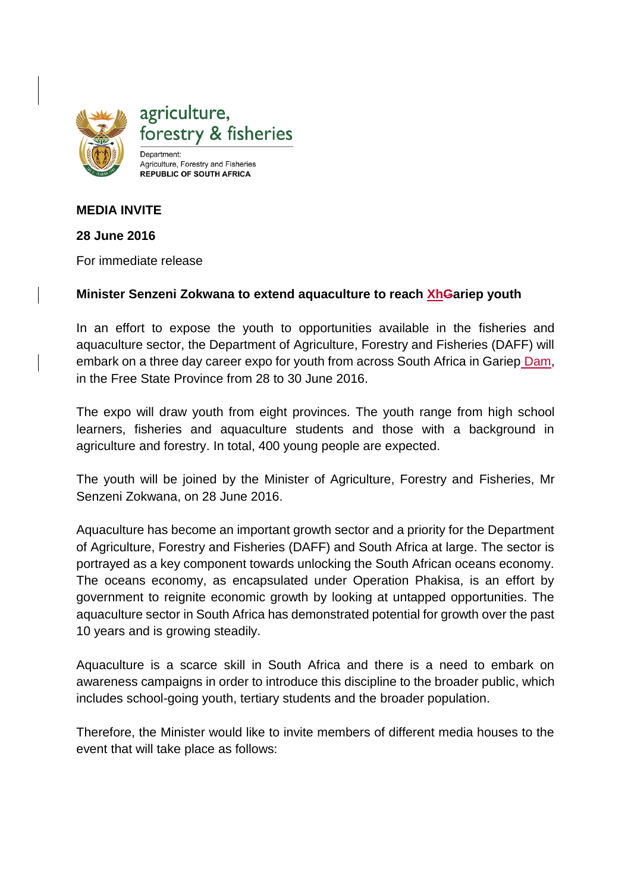agriculture, forestry & fisheries

Department:
Agriculture, Forestry and Fisheries
**REPUBLIC OF SOUTH AFRICA**

**MEDIA INVITE**

**28 June 2016**

For immediate release

**Minister Senzeni Zokwana to extend aquaculture to reach XhGariep youth**

In an effort to expose the youth to opportunities available in the fisheries and aquaculture sector, the Department of Agriculture, Forestry and Fisheries (DAFF) will embark on a three day career expo for youth from across South Africa in Gariep Dam, in the Free State Province from 28 to 30 June 2016.

The expo will draw youth from eight provinces. The youth range from high school learners, fisheries and aquaculture students and those with a background in agriculture and forestry. In total, 400 young people are expected.

The youth will be joined by the Minister of Agriculture, Forestry and Fisheries, Mr Senzeni Zokwana, on 28 June 2016.

Aquaculture has become an important growth sector and a priority for the Department of Agriculture, Forestry and Fisheries (DAFF) and South Africa at large. The sector is portrayed as a key component towards unlocking the South African oceans economy. The oceans economy, as encapsulated under Operation Phakisa, is an effort by government to reignite economic growth by looking at untapped opportunities. The aquaculture sector in South Africa has demonstrated potential for growth over the past 10 years and is growing steadily.

Aquaculture is a scarce skill in South Africa and there is a need to embark on awareness campaigns in order to introduce this discipline to the broader public, which includes school-going youth, tertiary students and the broader population.

Therefore, the Minister would like to invite members of different media houses to the event that will take place as follows: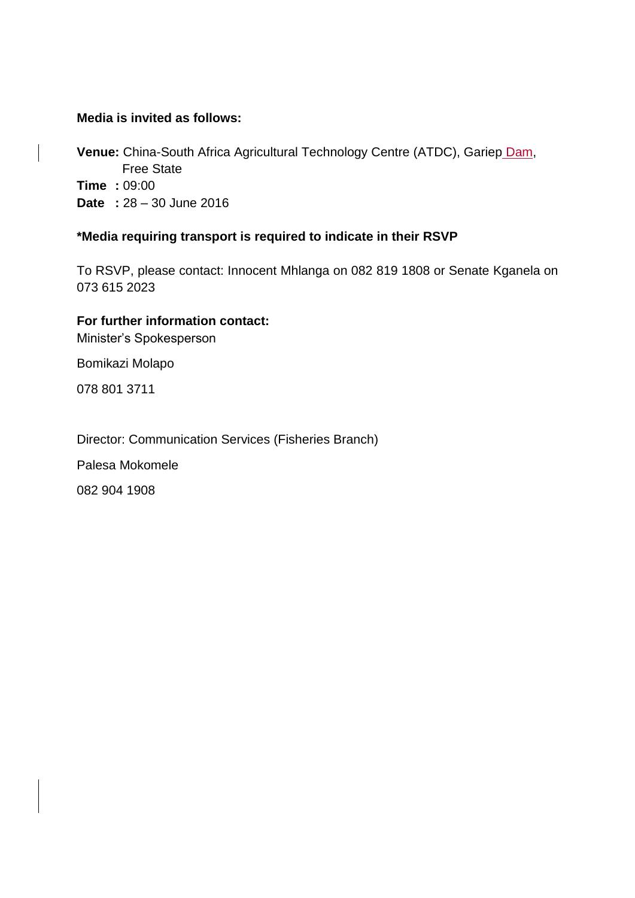**Media is invited as follows:**

**Venue:** China-South Africa Agricultural Technology Centre (ATDC), Gariep Dam, Free State
**Time :** 09:00
**Date :** 28 – 30 June 2016

**\*Media requiring transport is required to indicate in their RSVP**

To RSVP, please contact: Innocent Mhlanga on 082 819 1808 or Senate Kganela on 073 615 2023

**For further information contact:**
Minister's Spokesperson

Bomikazi Molapo

078 801 3711

Director: Communication Services (Fisheries Branch)

Palesa Mokomele

082 904 1908